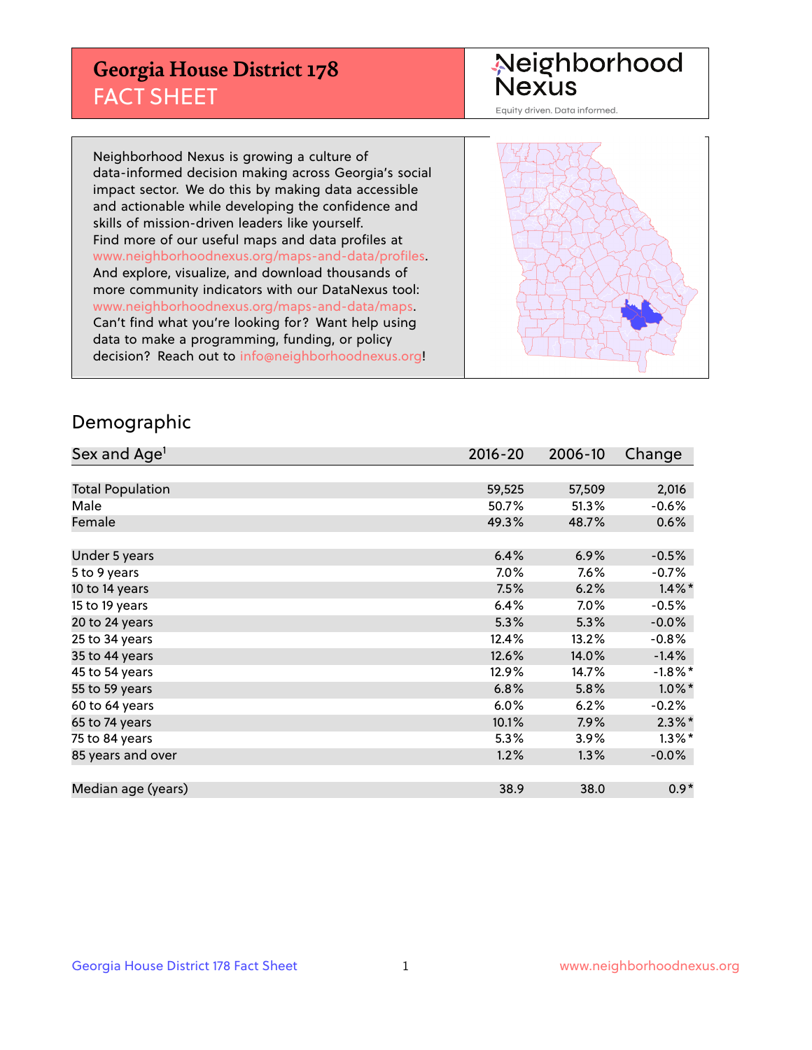# Georgia House District 178
## FACT SHEET

Neighborhood Nexus

Equity driven. Data informed.

Neighborhood Nexus is growing a culture of data-informed decision making across Georgia's social impact sector. We do this by making data accessible and actionable while developing the confidence and skills of mission-driven leaders like yourself. Find more of our useful maps and data profiles at www.neighborhoodnexus.org/maps-and-data/profiles. And explore, visualize, and download thousands of more community indicators with our DataNexus tool: www.neighborhoodnexus.org/maps-and-data/maps. Can't find what you're looking for? Want help using data to make a programming, funding, or policy decision? Reach out to info@neighborhoodnexus.org!

## Demographic

| Sex and Age[1] | 2016-20 | 2006-10 | Change |
|---|---|---|---|
| Total Population | 59,525 | 57,509 | 2,016 |
| Male | 50.7% | 51.3% | -0.6% |
| Female | 49.3% | 48.7% | 0.6% |
| | | | |
| Under 5 years | 6.4% | 6.9% | -0.5% |
| 5 to 9 years | 7.0% | 7.6% | -0.7% |
| 10 to 14 years | 7.5% | 6.2% | 1.4%* |
| 15 to 19 years | 6.4% | 7.0% | -0.5% |
| 20 to 24 years | 5.3% | 5.3% | -0.0% |
| 25 to 34 years | 12.4% | 13.2% | -0.8% |
| 35 to 44 years | 12.6% | 14.0% | -1.4% |
| 45 to 54 years | 12.9% | 14.7% | -1.8%* |
| 55 to 59 years | 6.8% | 5.8% | 1.0%* |
| 60 to 64 years | 6.0% | 6.2% | -0.2% |
| 65 to 74 years | 10.1% | 7.9% | 2.3%* |
| 75 to 84 years | 5.3% | 3.9% | 1.3%* |
| 85 years and over | 1.2% | 1.3% | -0.0% |
| | | | |
| Median age (years) | 38.9 | 38.0 | 0.9* |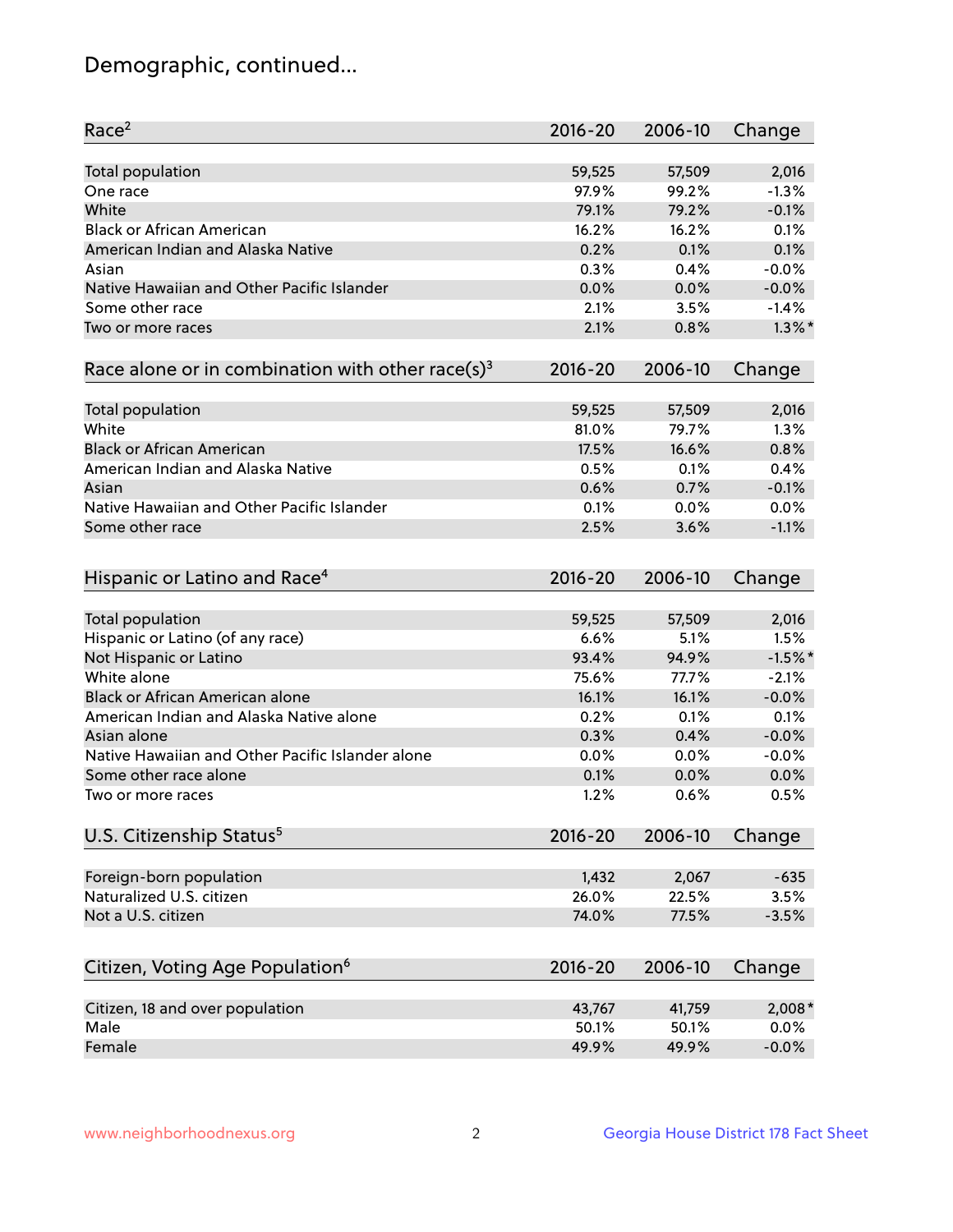# Demographic, continued...

| Race[2] | 2016-20 | 2006-10 | Change |
|---|---|---|---|
| Total population | 59,525 | 57,509 | 2,016 |
| One race | 97.9% | 99.2% | -1.3% |
| White | 79.1% | 79.2% | -0.1% |
| Black or African American | 16.2% | 16.2% | 0.1% |
| American Indian and Alaska Native | 0.2% | 0.1% | 0.1% |
| Asian | 0.3% | 0.4% | -0.0% |
| Native Hawaiian and Other Pacific Islander | 0.0% | 0.0% | -0.0% |
| Some other race | 2.1% | 3.5% | -1.4% |
| Two or more races | 2.1% | 0.8% | 1.3%* |

| Race alone or in combination with other race(s)[3] | 2016-20 | 2006-10 | Change |
|---|---|---|---|
| Total population | 59,525 | 57,509 | 2,016 |
| White | 81.0% | 79.7% | 1.3% |
| Black or African American | 17.5% | 16.6% | 0.8% |
| American Indian and Alaska Native | 0.5% | 0.1% | 0.4% |
| Asian | 0.6% | 0.7% | -0.1% |
| Native Hawaiian and Other Pacific Islander | 0.1% | 0.0% | 0.0% |
| Some other race | 2.5% | 3.6% | -1.1% |

| Hispanic or Latino and Race[4] | 2016-20 | 2006-10 | Change |
|---|---|---|---|
| Total population | 59,525 | 57,509 | 2,016 |
| Hispanic or Latino (of any race) | 6.6% | 5.1% | 1.5% |
| Not Hispanic or Latino | 93.4% | 94.9% | -1.5%* |
| White alone | 75.6% | 77.7% | -2.1% |
| Black or African American alone | 16.1% | 16.1% | -0.0% |
| American Indian and Alaska Native alone | 0.2% | 0.1% | 0.1% |
| Asian alone | 0.3% | 0.4% | -0.0% |
| Native Hawaiian and Other Pacific Islander alone | 0.0% | 0.0% | -0.0% |
| Some other race alone | 0.1% | 0.0% | 0.0% |
| Two or more races | 1.2% | 0.6% | 0.5% |

| U.S. Citizenship Status[5] | 2016-20 | 2006-10 | Change |
|---|---|---|---|
| Foreign-born population | 1,432 | 2,067 | -635 |
| Naturalized U.S. citizen | 26.0% | 22.5% | 3.5% |
| Not a U.S. citizen | 74.0% | 77.5% | -3.5% |

| Citizen, Voting Age Population[6] | 2016-20 | 2006-10 | Change |
|---|---|---|---|
| Citizen, 18 and over population | 43,767 | 41,759 | 2,008* |
| Male | 50.1% | 50.1% | 0.0% |
| Female | 49.9% | 49.9% | -0.0% |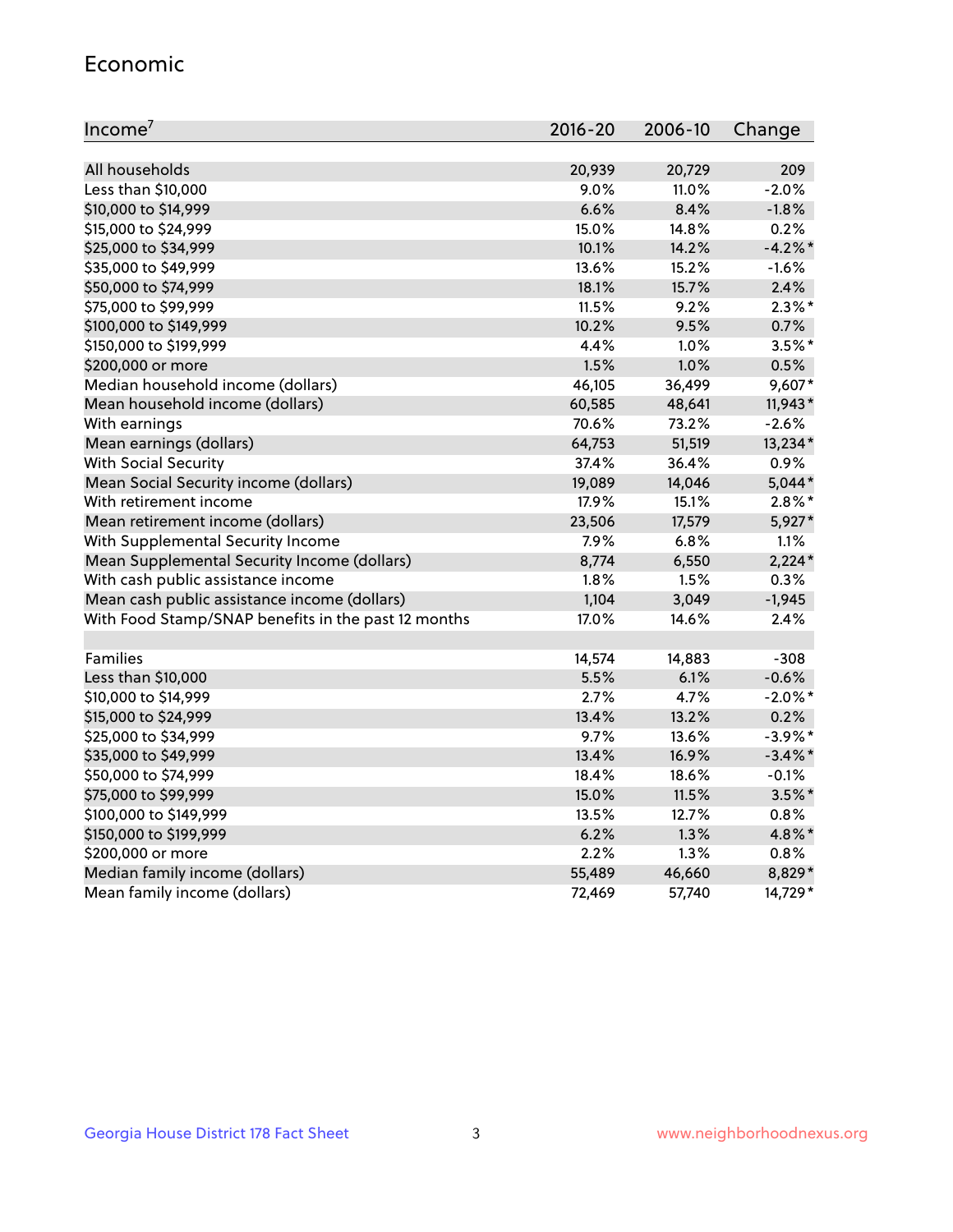## Economic

| Income[7] | 2016-20 | 2006-10 | Change |
|---|---|---|---|
| All households | 20,939 | 20,729 | 209 |
| Less than $10,000 | 9.0% | 11.0% | -2.0% |
| $10,000 to $14,999 | 6.6% | 8.4% | -1.8% |
| $15,000 to $24,999 | 15.0% | 14.8% | 0.2% |
| $25,000 to $34,999 | 10.1% | 14.2% | -4.2%* |
| $35,000 to $49,999 | 13.6% | 15.2% | -1.6% |
| $50,000 to $74,999 | 18.1% | 15.7% | 2.4% |
| $75,000 to $99,999 | 11.5% | 9.2% | 2.3%* |
| $100,000 to $149,999 | 10.2% | 9.5% | 0.7% |
| $150,000 to $199,999 | 4.4% | 1.0% | 3.5%* |
| $200,000 or more | 1.5% | 1.0% | 0.5% |
| Median household income (dollars) | 46,105 | 36,499 | 9,607* |
| Mean household income (dollars) | 60,585 | 48,641 | 11,943* |
| With earnings | 70.6% | 73.2% | -2.6% |
| Mean earnings (dollars) | 64,753 | 51,519 | 13,234* |
| With Social Security | 37.4% | 36.4% | 0.9% |
| Mean Social Security income (dollars) | 19,089 | 14,046 | 5,044* |
| With retirement income | 17.9% | 15.1% | 2.8%* |
| Mean retirement income (dollars) | 23,506 | 17,579 | 5,927* |
| With Supplemental Security Income | 7.9% | 6.8% | 1.1% |
| Mean Supplemental Security Income (dollars) | 8,774 | 6,550 | 2,224* |
| With cash public assistance income | 1.8% | 1.5% | 0.3% |
| Mean cash public assistance income (dollars) | 1,104 | 3,049 | -1,945 |
| With Food Stamp/SNAP benefits in the past 12 months | 17.0% | 14.6% | 2.4% |
| | | | |
| Families | 14,574 | 14,883 | -308 |
| Less than $10,000 | 5.5% | 6.1% | -0.6% |
| $10,000 to $14,999 | 2.7% | 4.7% | -2.0%* |
| $15,000 to $24,999 | 13.4% | 13.2% | 0.2% |
| $25,000 to $34,999 | 9.7% | 13.6% | -3.9%* |
| $35,000 to $49,999 | 13.4% | 16.9% | -3.4%* |
| $50,000 to $74,999 | 18.4% | 18.6% | -0.1% |
| $75,000 to $99,999 | 15.0% | 11.5% | 3.5%* |
| $100,000 to $149,999 | 13.5% | 12.7% | 0.8% |
| $150,000 to $199,999 | 6.2% | 1.3% | 4.8%* |
| $200,000 or more | 2.2% | 1.3% | 0.8% |
| Median family income (dollars) | 55,489 | 46,660 | 8,829* |
| Mean family income (dollars) | 72,469 | 57,740 | 14,729* |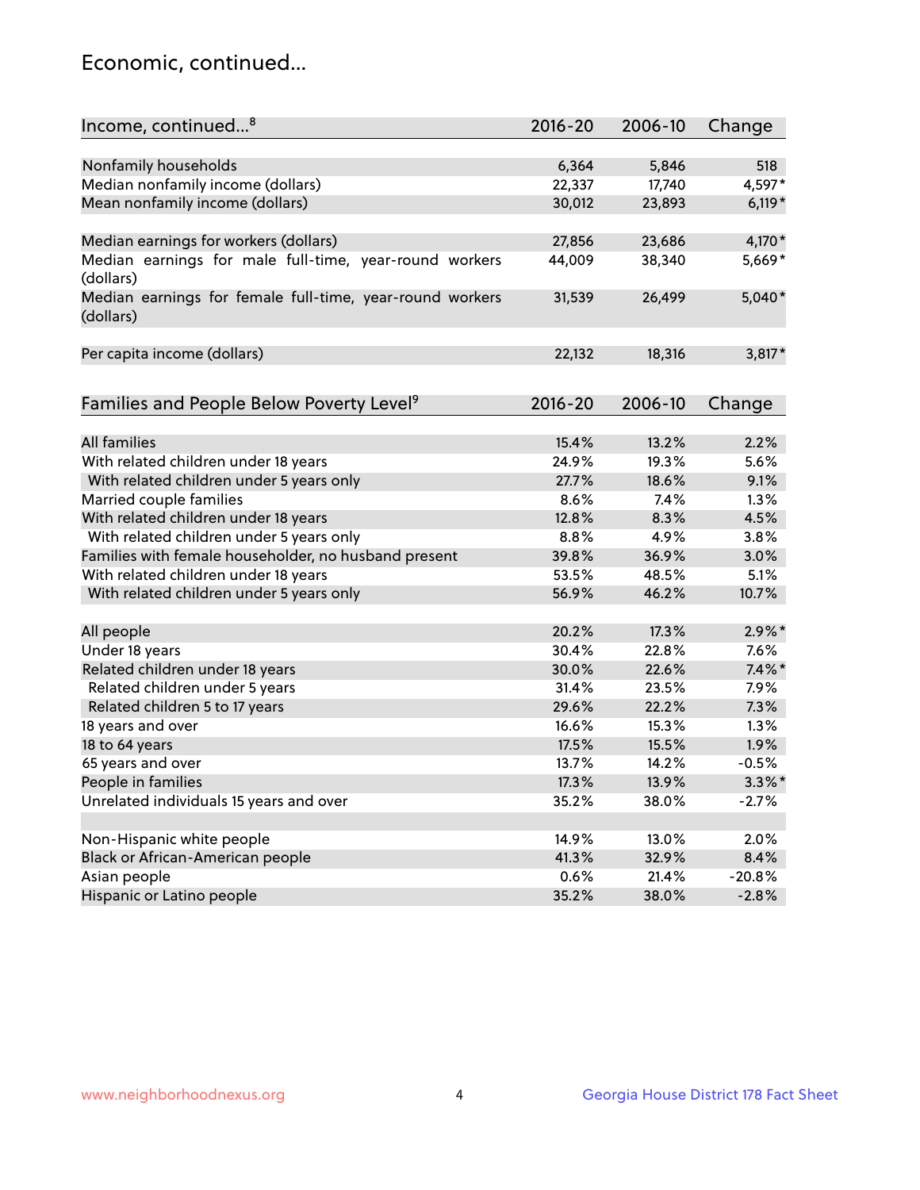## Economic, continued...

| Income, continued...[8] | 2016-20 | 2006-10 | Change |
|---|---|---|---|
| Nonfamily households | 6,364 | 5,846 | 518 |
| Median nonfamily income (dollars) | 22,337 | 17,740 | 4,597* |
| Mean nonfamily income (dollars) | 30,012 | 23,893 | 6,119* |
| Median earnings for workers (dollars) | 27,856 | 23,686 | 4,170* |
| Median earnings for male full-time, year-round workers (dollars) | 44,009 | 38,340 | 5,669* |
| Median earnings for female full-time, year-round workers (dollars) | 31,539 | 26,499 | 5,040* |
| Per capita income (dollars) | 22,132 | 18,316 | 3,817* |

| Families and People Below Poverty Level[9] | 2016-20 | 2006-10 | Change |
|---|---|---|---|
| All families | 15.4% | 13.2% | 2.2% |
| With related children under 18 years | 24.9% | 19.3% | 5.6% |
| With related children under 5 years only | 27.7% | 18.6% | 9.1% |
| Married couple families | 8.6% | 7.4% | 1.3% |
| With related children under 18 years | 12.8% | 8.3% | 4.5% |
| With related children under 5 years only | 8.8% | 4.9% | 3.8% |
| Families with female householder, no husband present | 39.8% | 36.9% | 3.0% |
| With related children under 18 years | 53.5% | 48.5% | 5.1% |
| With related children under 5 years only | 56.9% | 46.2% | 10.7% |
| All people | 20.2% | 17.3% | 2.9%* |
| Under 18 years | 30.4% | 22.8% | 7.6% |
| Related children under 18 years | 30.0% | 22.6% | 7.4%* |
| Related children under 5 years | 31.4% | 23.5% | 7.9% |
| Related children 5 to 17 years | 29.6% | 22.2% | 7.3% |
| 18 years and over | 16.6% | 15.3% | 1.3% |
| 18 to 64 years | 17.5% | 15.5% | 1.9% |
| 65 years and over | 13.7% | 14.2% | -0.5% |
| People in families | 17.3% | 13.9% | 3.3%* |
| Unrelated individuals 15 years and over | 35.2% | 38.0% | -2.7% |
| Non-Hispanic white people | 14.9% | 13.0% | 2.0% |
| Black or African-American people | 41.3% | 32.9% | 8.4% |
| Asian people | 0.6% | 21.4% | -20.8% |
| Hispanic or Latino people | 35.2% | 38.0% | -2.8% |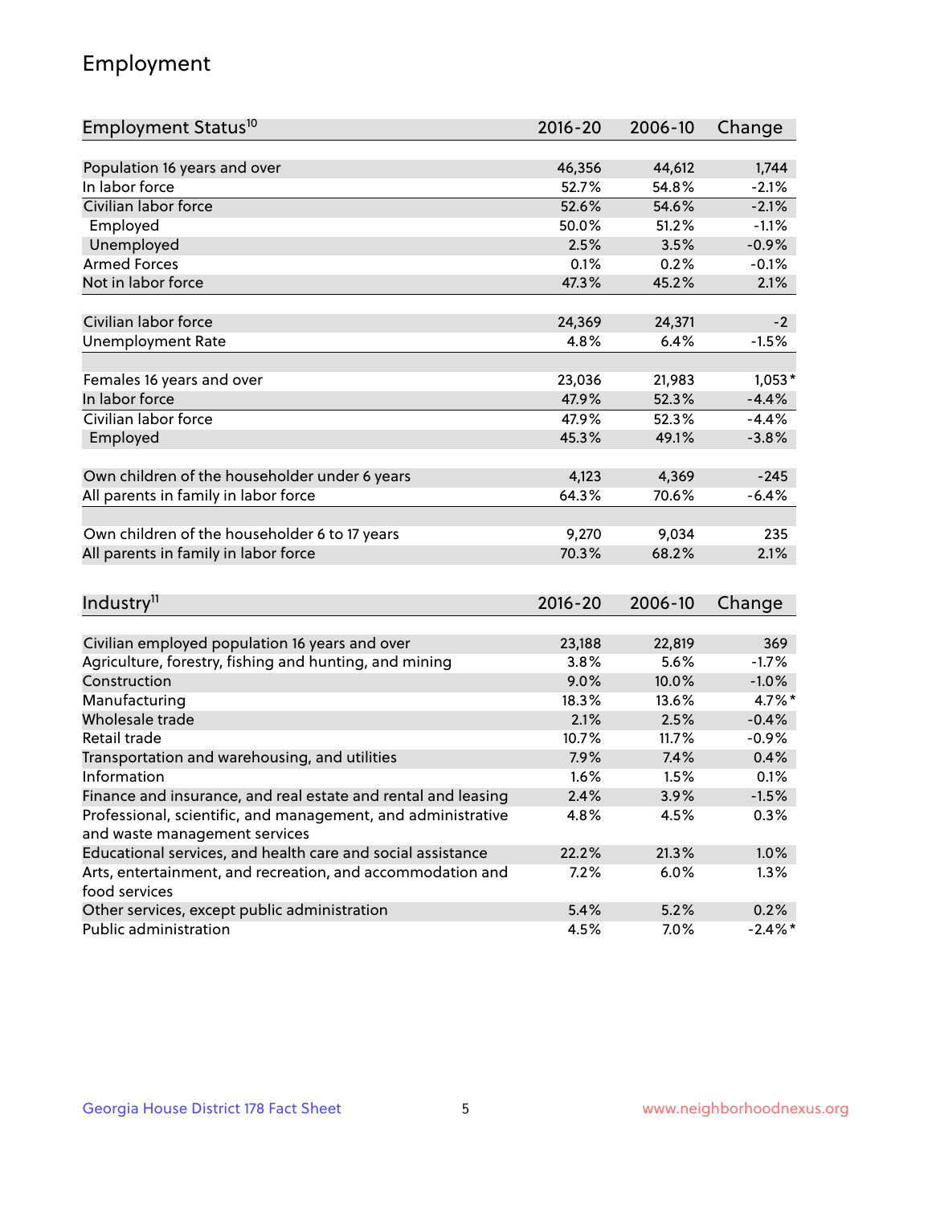## Employment

| Employment Status[10] | 2016-20 | 2006-10 | Change |
|---|---|---|---|
| Population 16 years and over | 46,356 | 44,612 | 1,744 |
| In labor force | 52.7% | 54.8% | -2.1% |
| Civilian labor force | 52.6% | 54.6% | -2.1% |
| Employed | 50.0% | 51.2% | -1.1% |
| Unemployed | 2.5% | 3.5% | -0.9% |
| Armed Forces | 0.1% | 0.2% | -0.1% |
| Not in labor force | 47.3% | 45.2% | 2.1% |
| | | | |
| Civilian labor force | 24,369 | 24,371 | -2 |
| Unemployment Rate | 4.8% | 6.4% | -1.5% |
| | | | |
| Females 16 years and over | 23,036 | 21,983 | 1,053* |
| In labor force | 47.9% | 52.3% | -4.4% |
| Civilian labor force | 47.9% | 52.3% | -4.4% |
| Employed | 45.3% | 49.1% | -3.8% |
| | | | |
| Own children of the householder under 6 years | 4,123 | 4,369 | -245 |
| All parents in family in labor force | 64.3% | 70.6% | -6.4% |
| | | | |
| Own children of the householder 6 to 17 years | 9,270 | 9,034 | 235 |
| All parents in family in labor force | 70.3% | 68.2% | 2.1% |

| Industry[11] | 2016-20 | 2006-10 | Change |
|---|---|---|---|
| Civilian employed population 16 years and over | 23,188 | 22,819 | 369 |
| Agriculture, forestry, fishing and hunting, and mining | 3.8% | 5.6% | -1.7% |
| Construction | 9.0% | 10.0% | -1.0% |
| Manufacturing | 18.3% | 13.6% | 4.7%* |
| Wholesale trade | 2.1% | 2.5% | -0.4% |
| Retail trade | 10.7% | 11.7% | -0.9% |
| Transportation and warehousing, and utilities | 7.9% | 7.4% | 0.4% |
| Information | 1.6% | 1.5% | 0.1% |
| Finance and insurance, and real estate and rental and leasing | 2.4% | 3.9% | -1.5% |
| Professional, scientific, and management, and administrative and waste management services | 4.8% | 4.5% | 0.3% |
| Educational services, and health care and social assistance | 22.2% | 21.3% | 1.0% |
| Arts, entertainment, and recreation, and accommodation and food services | 7.2% | 6.0% | 1.3% |
| Other services, except public administration | 5.4% | 5.2% | 0.2% |
| Public administration | 4.5% | 7.0% | -2.4%* |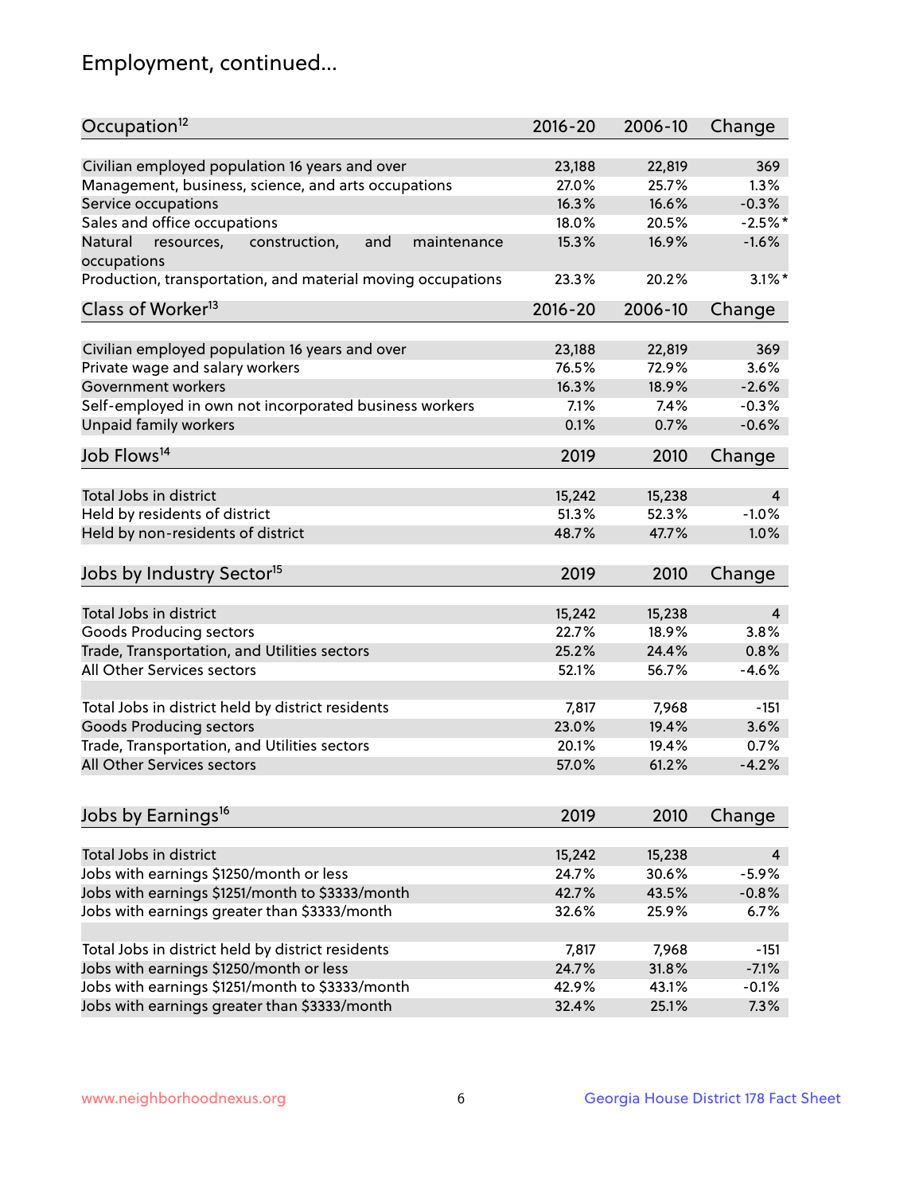## Employment, continued...

| Occupation[12] | 2016-20 | 2006-10 | Change |
|---|---|---|---|
| Civilian employed population 16 years and over | 23,188 | 22,819 | 369 |
| Management, business, science, and arts occupations | 27.0% | 25.7% | 1.3% |
| Service occupations | 16.3% | 16.6% | -0.3% |
| Sales and office occupations | 18.0% | 20.5% | -2.5%* |
| Natural resources, construction, and maintenance occupations | 15.3% | 16.9% | -1.6% |
| Production, transportation, and material moving occupations | 23.3% | 20.2% | 3.1%* |

| Class of Worker[13] | 2016-20 | 2006-10 | Change |
|---|---|---|---|
| Civilian employed population 16 years and over | 23,188 | 22,819 | 369 |
| Private wage and salary workers | 76.5% | 72.9% | 3.6% |
| Government workers | 16.3% | 18.9% | -2.6% |
| Self-employed in own not incorporated business workers | 7.1% | 7.4% | -0.3% |
| Unpaid family workers | 0.1% | 0.7% | -0.6% |

| Job Flows[14] | 2019 | 2010 | Change |
|---|---|---|---|
| Total Jobs in district | 15,242 | 15,238 | 4 |
| Held by residents of district | 51.3% | 52.3% | -1.0% |
| Held by non-residents of district | 48.7% | 47.7% | 1.0% |

| Jobs by Industry Sector[15] | 2019 | 2010 | Change |
|---|---|---|---|
| Total Jobs in district | 15,242 | 15,238 | 4 |
| Goods Producing sectors | 22.7% | 18.9% | 3.8% |
| Trade, Transportation, and Utilities sectors | 25.2% | 24.4% | 0.8% |
| All Other Services sectors | 52.1% | 56.7% | -4.6% |
| | | | |
| Total Jobs in district held by district residents | 7,817 | 7,968 | -151 |
| Goods Producing sectors | 23.0% | 19.4% | 3.6% |
| Trade, Transportation, and Utilities sectors | 20.1% | 19.4% | 0.7% |
| All Other Services sectors | 57.0% | 61.2% | -4.2% |

| Jobs by Earnings[16] | 2019 | 2010 | Change |
|---|---|---|---|
| Total Jobs in district | 15,242 | 15,238 | 4 |
| Jobs with earnings $1250/month or less | 24.7% | 30.6% | -5.9% |
| Jobs with earnings $1251/month to $3333/month | 42.7% | 43.5% | -0.8% |
| Jobs with earnings greater than $3333/month | 32.6% | 25.9% | 6.7% |
| | | | |
| Total Jobs in district held by district residents | 7,817 | 7,968 | -151 |
| Jobs with earnings $1250/month or less | 24.7% | 31.8% | -7.1% |
| Jobs with earnings $1251/month to $3333/month | 42.9% | 43.1% | -0.1% |
| Jobs with earnings greater than $3333/month | 32.4% | 25.1% | 7.3% |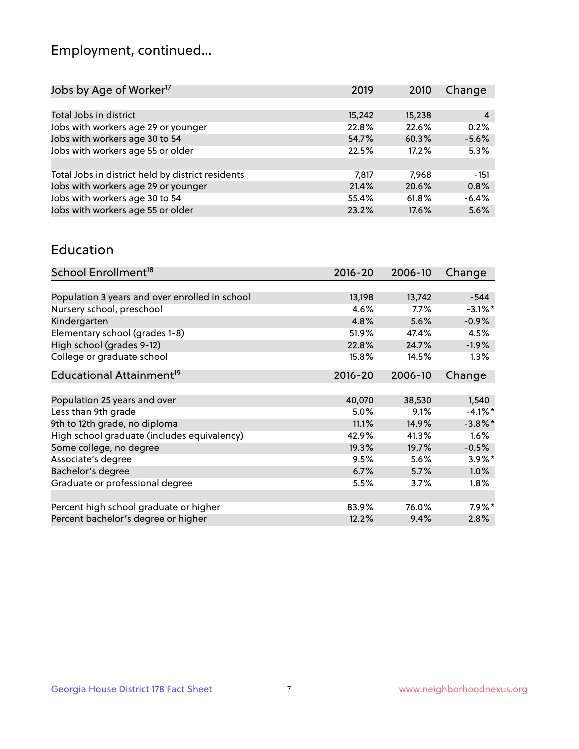# Employment, continued...

| Jobs by Age of Worker[17] | 2019 | 2010 | Change |
|---|---|---|---|
| Total Jobs in district | 15,242 | 15,238 | 4 |
| Jobs with workers age 29 or younger | 22.8% | 22.6% | 0.2% |
| Jobs with workers age 30 to 54 | 54.7% | 60.3% | -5.6% |
| Jobs with workers age 55 or older | 22.5% | 17.2% | 5.3% |
| | | | |
| Total Jobs in district held by district residents | 7,817 | 7,968 | -151 |
| Jobs with workers age 29 or younger | 21.4% | 20.6% | 0.8% |
| Jobs with workers age 30 to 54 | 55.4% | 61.8% | -6.4% |
| Jobs with workers age 55 or older | 23.2% | 17.6% | 5.6% |

## Education

| School Enrollment[18] | 2016-20 | 2006-10 | Change |
|---|---|---|---|
| Population 3 years and over enrolled in school | 13,198 | 13,742 | -544 |
| Nursery school, preschool | 4.6% | 7.7% | -3.1%* |
| Kindergarten | 4.8% | 5.6% | -0.9% |
| Elementary school (grades 1-8) | 51.9% | 47.4% | 4.5% |
| High school (grades 9-12) | 22.8% | 24.7% | -1.9% |
| College or graduate school | 15.8% | 14.5% | 1.3% |

| Educational Attainment[19] | 2016-20 | 2006-10 | Change |
|---|---|---|---|
| Population 25 years and over | 40,070 | 38,530 | 1,540 |
| Less than 9th grade | 5.0% | 9.1% | -4.1%* |
| 9th to 12th grade, no diploma | 11.1% | 14.9% | -3.8%* |
| High school graduate (includes equivalency) | 42.9% | 41.3% | 1.6% |
| Some college, no degree | 19.3% | 19.7% | -0.5% |
| Associate's degree | 9.5% | 5.6% | 3.9%* |
| Bachelor's degree | 6.7% | 5.7% | 1.0% |
| Graduate or professional degree | 5.5% | 3.7% | 1.8% |
| | | | |
| Percent high school graduate or higher | 83.9% | 76.0% | 7.9%* |
| Percent bachelor's degree or higher | 12.2% | 9.4% | 2.8% |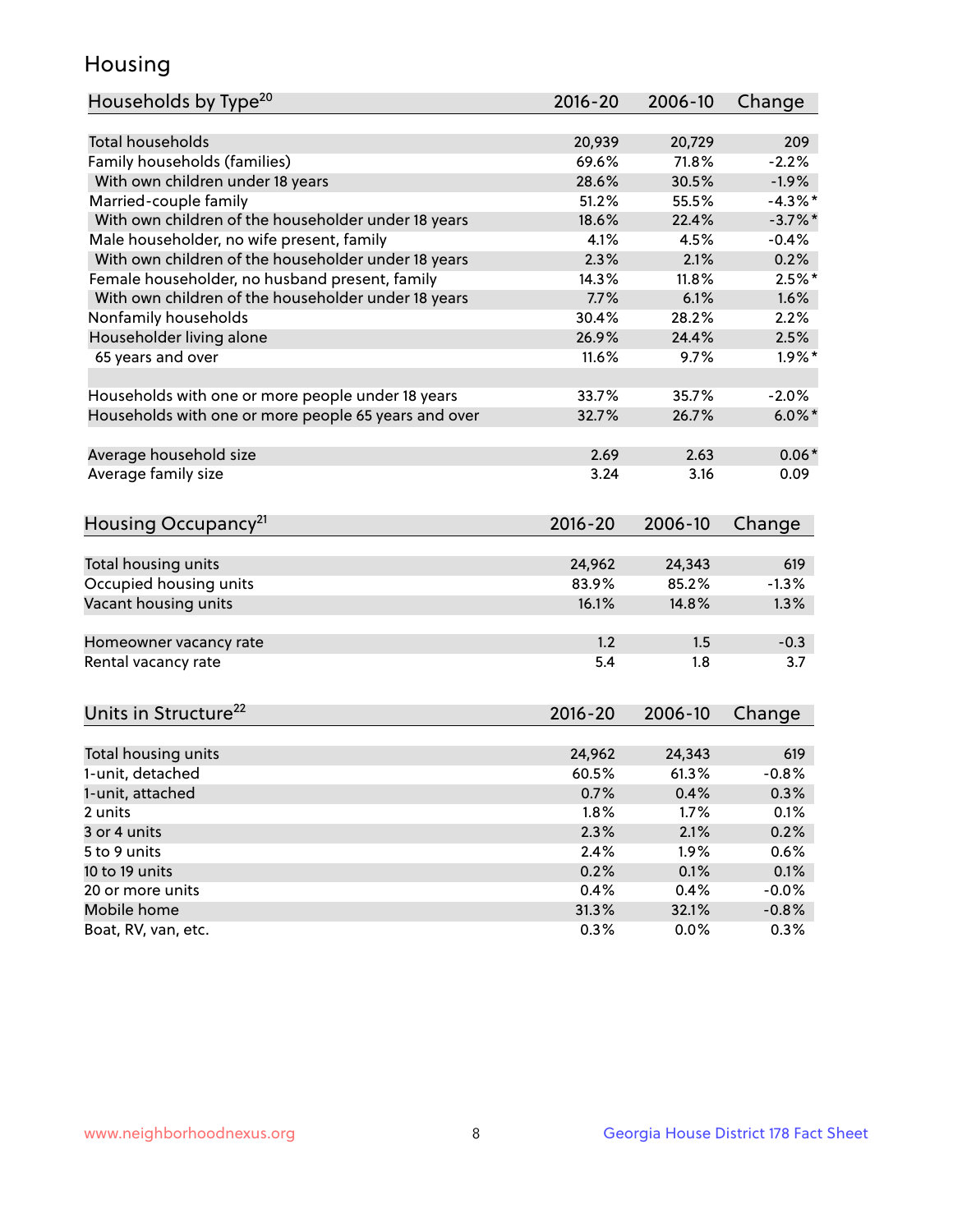## Housing

| Households by Type[20] | 2016-20 | 2006-10 | Change |
|---|---|---|---|
| Total households | 20,939 | 20,729 | 209 |
| Family households (families) | 69.6% | 71.8% | -2.2% |
| With own children under 18 years | 28.6% | 30.5% | -1.9% |
| Married-couple family | 51.2% | 55.5% | -4.3%* |
| With own children of the householder under 18 years | 18.6% | 22.4% | -3.7%* |
| Male householder, no wife present, family | 4.1% | 4.5% | -0.4% |
| With own children of the householder under 18 years | 2.3% | 2.1% | 0.2% |
| Female householder, no husband present, family | 14.3% | 11.8% | 2.5%* |
| With own children of the householder under 18 years | 7.7% | 6.1% | 1.6% |
| Nonfamily households | 30.4% | 28.2% | 2.2% |
| Householder living alone | 26.9% | 24.4% | 2.5% |
| 65 years and over | 11.6% | 9.7% | 1.9%* |
| | | | |
| Households with one or more people under 18 years | 33.7% | 35.7% | -2.0% |
| Households with one or more people 65 years and over | 32.7% | 26.7% | 6.0%* |
| | | | |
| Average household size | 2.69 | 2.63 | 0.06* |
| Average family size | 3.24 | 3.16 | 0.09 |

| Housing Occupancy[21] | 2016-20 | 2006-10 | Change |
|---|---|---|---|
| Total housing units | 24,962 | 24,343 | 619 |
| Occupied housing units | 83.9% | 85.2% | -1.3% |
| Vacant housing units | 16.1% | 14.8% | 1.3% |
| | | | |
| Homeowner vacancy rate | 1.2 | 1.5 | -0.3 |
| Rental vacancy rate | 5.4 | 1.8 | 3.7 |

| Units in Structure[22] | 2016-20 | 2006-10 | Change |
|---|---|---|---|
| Total housing units | 24,962 | 24,343 | 619 |
| 1-unit, detached | 60.5% | 61.3% | -0.8% |
| 1-unit, attached | 0.7% | 0.4% | 0.3% |
| 2 units | 1.8% | 1.7% | 0.1% |
| 3 or 4 units | 2.3% | 2.1% | 0.2% |
| 5 to 9 units | 2.4% | 1.9% | 0.6% |
| 10 to 19 units | 0.2% | 0.1% | 0.1% |
| 20 or more units | 0.4% | 0.4% | -0.0% |
| Mobile home | 31.3% | 32.1% | -0.8% |
| Boat, RV, van, etc. | 0.3% | 0.0% | 0.3% |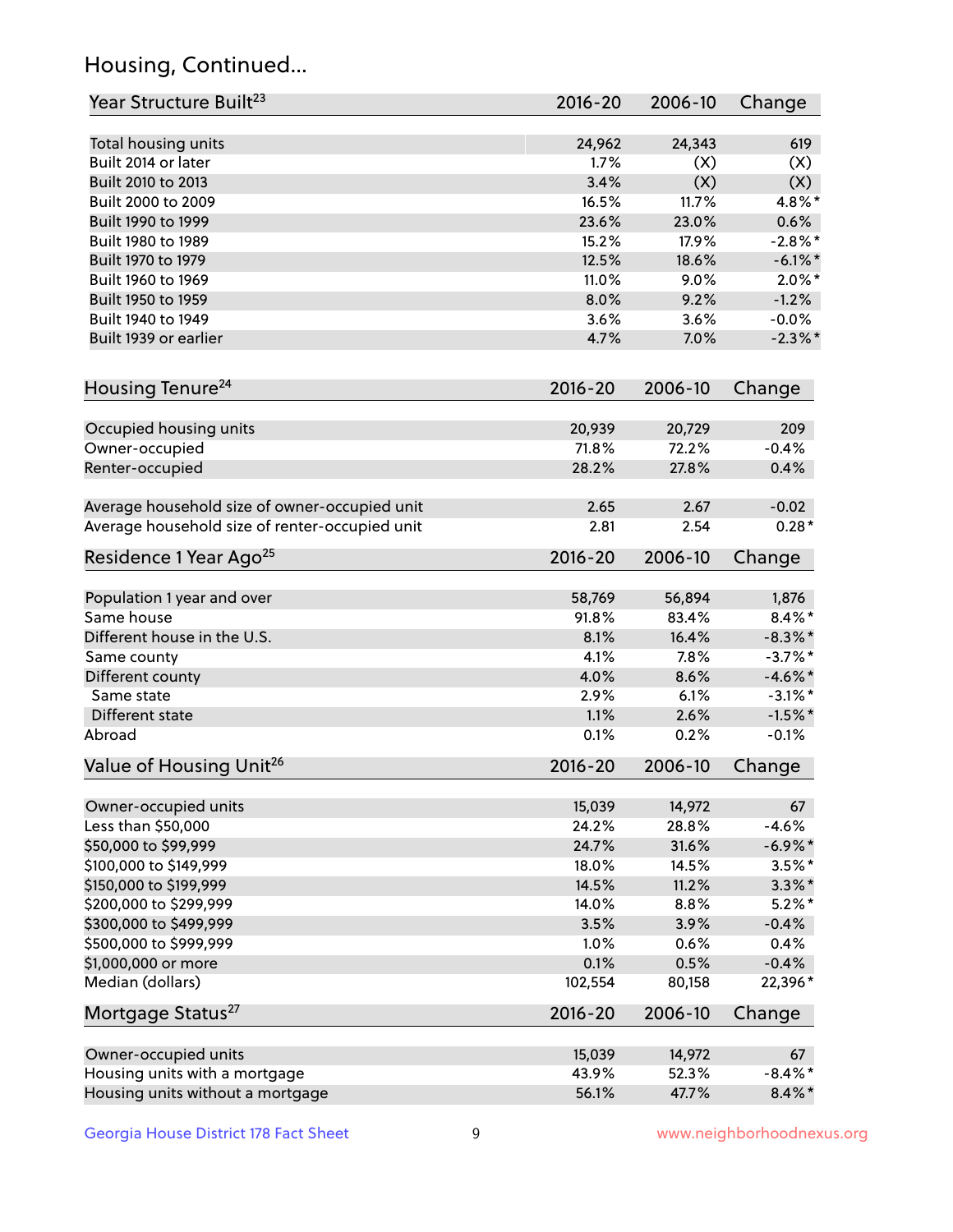## Housing, Continued...

| Year Structure Built[23] | 2016-20 | 2006-10 | Change |
|---|---|---|---|
| Total housing units | 24,962 | 24,343 | 619 |
| Built 2014 or later | 1.7% | (X) | (X) |
| Built 2010 to 2013 | 3.4% | (X) | (X) |
| Built 2000 to 2009 | 16.5% | 11.7% | 4.8%* |
| Built 1990 to 1999 | 23.6% | 23.0% | 0.6% |
| Built 1980 to 1989 | 15.2% | 17.9% | -2.8%* |
| Built 1970 to 1979 | 12.5% | 18.6% | -6.1%* |
| Built 1960 to 1969 | 11.0% | 9.0% | 2.0%* |
| Built 1950 to 1959 | 8.0% | 9.2% | -1.2% |
| Built 1940 to 1949 | 3.6% | 3.6% | -0.0% |
| Built 1939 or earlier | 4.7% | 7.0% | -2.3%* |

| Housing Tenure[24] | 2016-20 | 2006-10 | Change |
|---|---|---|---|
| Occupied housing units | 20,939 | 20,729 | 209 |
| Owner-occupied | 71.8% | 72.2% | -0.4% |
| Renter-occupied | 28.2% | 27.8% | 0.4% |
| Average household size of owner-occupied unit | 2.65 | 2.67 | -0.02 |
| Average household size of renter-occupied unit | 2.81 | 2.54 | 0.28* |

| Residence 1 Year Ago[25] | 2016-20 | 2006-10 | Change |
|---|---|---|---|
| Population 1 year and over | 58,769 | 56,894 | 1,876 |
| Same house | 91.8% | 83.4% | 8.4%* |
| Different house in the U.S. | 8.1% | 16.4% | -8.3%* |
| Same county | 4.1% | 7.8% | -3.7%* |
| Different county | 4.0% | 8.6% | -4.6%* |
| Same state | 2.9% | 6.1% | -3.1%* |
| Different state | 1.1% | 2.6% | -1.5%* |
| Abroad | 0.1% | 0.2% | -0.1% |

| Value of Housing Unit[26] | 2016-20 | 2006-10 | Change |
|---|---|---|---|
| Owner-occupied units | 15,039 | 14,972 | 67 |
| Less than $50,000 | 24.2% | 28.8% | -4.6% |
| $50,000 to $99,999 | 24.7% | 31.6% | -6.9%* |
| $100,000 to $149,999 | 18.0% | 14.5% | 3.5%* |
| $150,000 to $199,999 | 14.5% | 11.2% | 3.3%* |
| $200,000 to $299,999 | 14.0% | 8.8% | 5.2%* |
| $300,000 to $499,999 | 3.5% | 3.9% | -0.4% |
| $500,000 to $999,999 | 1.0% | 0.6% | 0.4% |
| $1,000,000 or more | 0.1% | 0.5% | -0.4% |
| Median (dollars) | 102,554 | 80,158 | 22,396* |

| Mortgage Status[27] | 2016-20 | 2006-10 | Change |
|---|---|---|---|
| Owner-occupied units | 15,039 | 14,972 | 67 |
| Housing units with a mortgage | 43.9% | 52.3% | -8.4%* |
| Housing units without a mortgage | 56.1% | 47.7% | 8.4%* |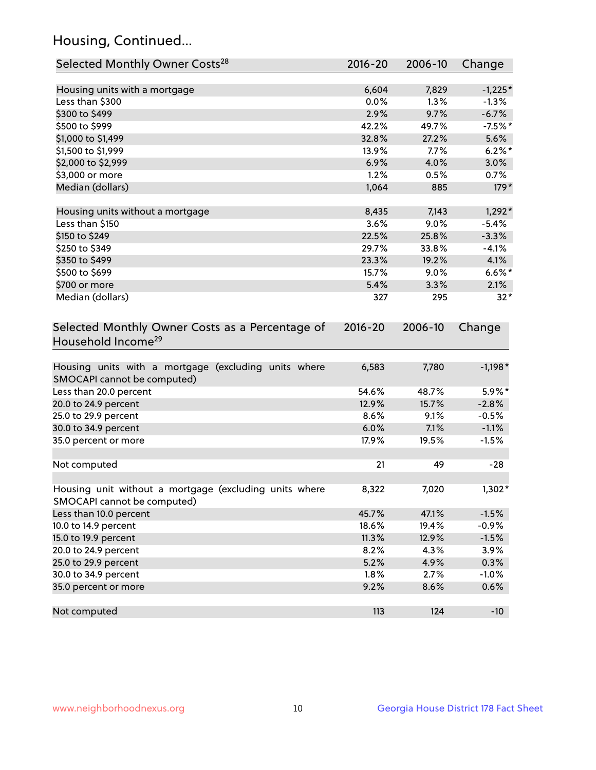## Housing, Continued...

| Selected Monthly Owner Costs[28] | 2016-20 | 2006-10 | Change |
|---|---|---|---|
| Housing units with a mortgage | 6,604 | 7,829 | -1,225* |
| Less than $300 | 0.0% | 1.3% | -1.3% |
| $300 to $499 | 2.9% | 9.7% | -6.7% |
| $500 to $999 | 42.2% | 49.7% | -7.5%* |
| $1,000 to $1,499 | 32.8% | 27.2% | 5.6% |
| $1,500 to $1,999 | 13.9% | 7.7% | 6.2%* |
| $2,000 to $2,999 | 6.9% | 4.0% | 3.0% |
| $3,000 or more | 1.2% | 0.5% | 0.7% |
| Median (dollars) | 1,064 | 885 | 179* |
| | | | |
| Housing units without a mortgage | 8,435 | 7,143 | 1,292* |
| Less than $150 | 3.6% | 9.0% | -5.4% |
| $150 to $249 | 22.5% | 25.8% | -3.3% |
| $250 to $349 | 29.7% | 33.8% | -4.1% |
| $350 to $499 | 23.3% | 19.2% | 4.1% |
| $500 to $699 | 15.7% | 9.0% | 6.6%* |
| $700 or more | 5.4% | 3.3% | 2.1% |
| Median (dollars) | 327 | 295 | 32* |

| Selected Monthly Owner Costs as a Percentage of Household Income[29] | 2016-20 | 2006-10 | Change |
|---|---|---|---|
| Housing units with a mortgage (excluding units where SMOCAPI cannot be computed) | 6,583 | 7,780 | -1,198* |
| Less than 20.0 percent | 54.6% | 48.7% | 5.9%* |
| 20.0 to 24.9 percent | 12.9% | 15.7% | -2.8% |
| 25.0 to 29.9 percent | 8.6% | 9.1% | -0.5% |
| 30.0 to 34.9 percent | 6.0% | 7.1% | -1.1% |
| 35.0 percent or more | 17.9% | 19.5% | -1.5% |
| | | | |
| Not computed | 21 | 49 | -28 |
| | | | |
| Housing unit without a mortgage (excluding units where SMOCAPI cannot be computed) | 8,322 | 7,020 | 1,302* |
| Less than 10.0 percent | 45.7% | 47.1% | -1.5% |
| 10.0 to 14.9 percent | 18.6% | 19.4% | -0.9% |
| 15.0 to 19.9 percent | 11.3% | 12.9% | -1.5% |
| 20.0 to 24.9 percent | 8.2% | 4.3% | 3.9% |
| 25.0 to 29.9 percent | 5.2% | 4.9% | 0.3% |
| 30.0 to 34.9 percent | 1.8% | 2.7% | -1.0% |
| 35.0 percent or more | 9.2% | 8.6% | 0.6% |
| | | | |
| Not computed | 113 | 124 | -10 |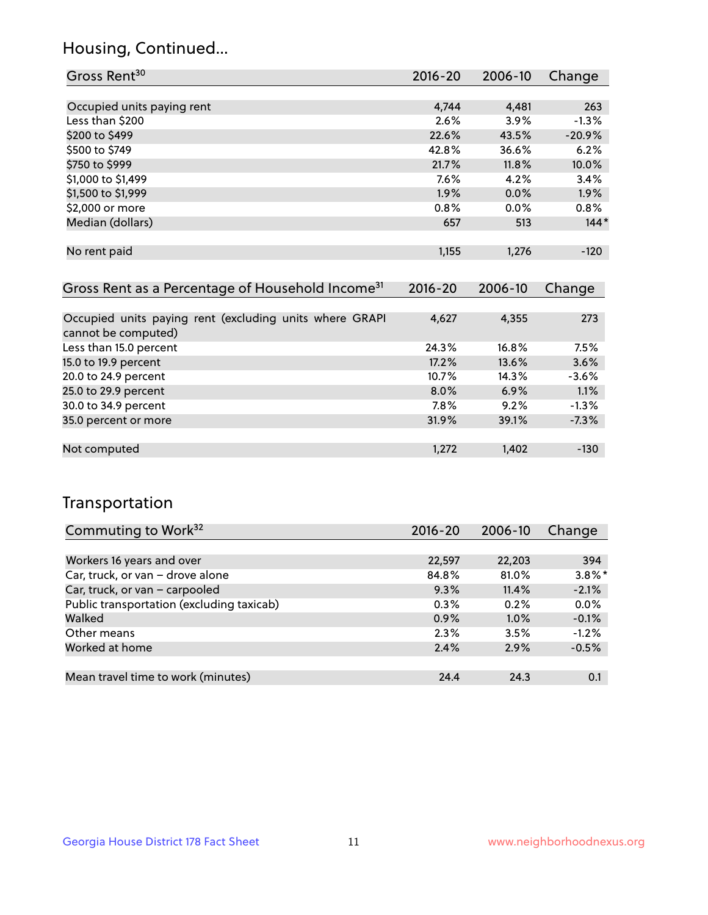## Housing, Continued...

| Gross Rent[30] | 2016-20 | 2006-10 | Change |
|---|---|---|---|
| Occupied units paying rent | 4,744 | 4,481 | 263 |
| Less than $200 | 2.6% | 3.9% | -1.3% |
| $200 to $499 | 22.6% | 43.5% | -20.9% |
| $500 to $749 | 42.8% | 36.6% | 6.2% |
| $750 to $999 | 21.7% | 11.8% | 10.0% |
| $1,000 to $1,499 | 7.6% | 4.2% | 3.4% |
| $1,500 to $1,999 | 1.9% | 0.0% | 1.9% |
| $2,000 or more | 0.8% | 0.0% | 0.8% |
| Median (dollars) | 657 | 513 | 144* |
| No rent paid | 1,155 | 1,276 | -120 |

| Gross Rent as a Percentage of Household Income[31] | 2016-20 | 2006-10 | Change |
|---|---|---|---|
| Occupied units paying rent (excluding units where GRAPI cannot be computed) | 4,627 | 4,355 | 273 |
| Less than 15.0 percent | 24.3% | 16.8% | 7.5% |
| 15.0 to 19.9 percent | 17.2% | 13.6% | 3.6% |
| 20.0 to 24.9 percent | 10.7% | 14.3% | -3.6% |
| 25.0 to 29.9 percent | 8.0% | 6.9% | 1.1% |
| 30.0 to 34.9 percent | 7.8% | 9.2% | -1.3% |
| 35.0 percent or more | 31.9% | 39.1% | -7.3% |
| Not computed | 1,272 | 1,402 | -130 |

## Transportation

| Commuting to Work[32] | 2016-20 | 2006-10 | Change |
|---|---|---|---|
| Workers 16 years and over | 22,597 | 22,203 | 394 |
| Car, truck, or van – drove alone | 84.8% | 81.0% | 3.8%* |
| Car, truck, or van – carpooled | 9.3% | 11.4% | -2.1% |
| Public transportation (excluding taxicab) | 0.3% | 0.2% | 0.0% |
| Walked | 0.9% | 1.0% | -0.1% |
| Other means | 2.3% | 3.5% | -1.2% |
| Worked at home | 2.4% | 2.9% | -0.5% |
| Mean travel time to work (minutes) | 24.4 | 24.3 | 0.1 |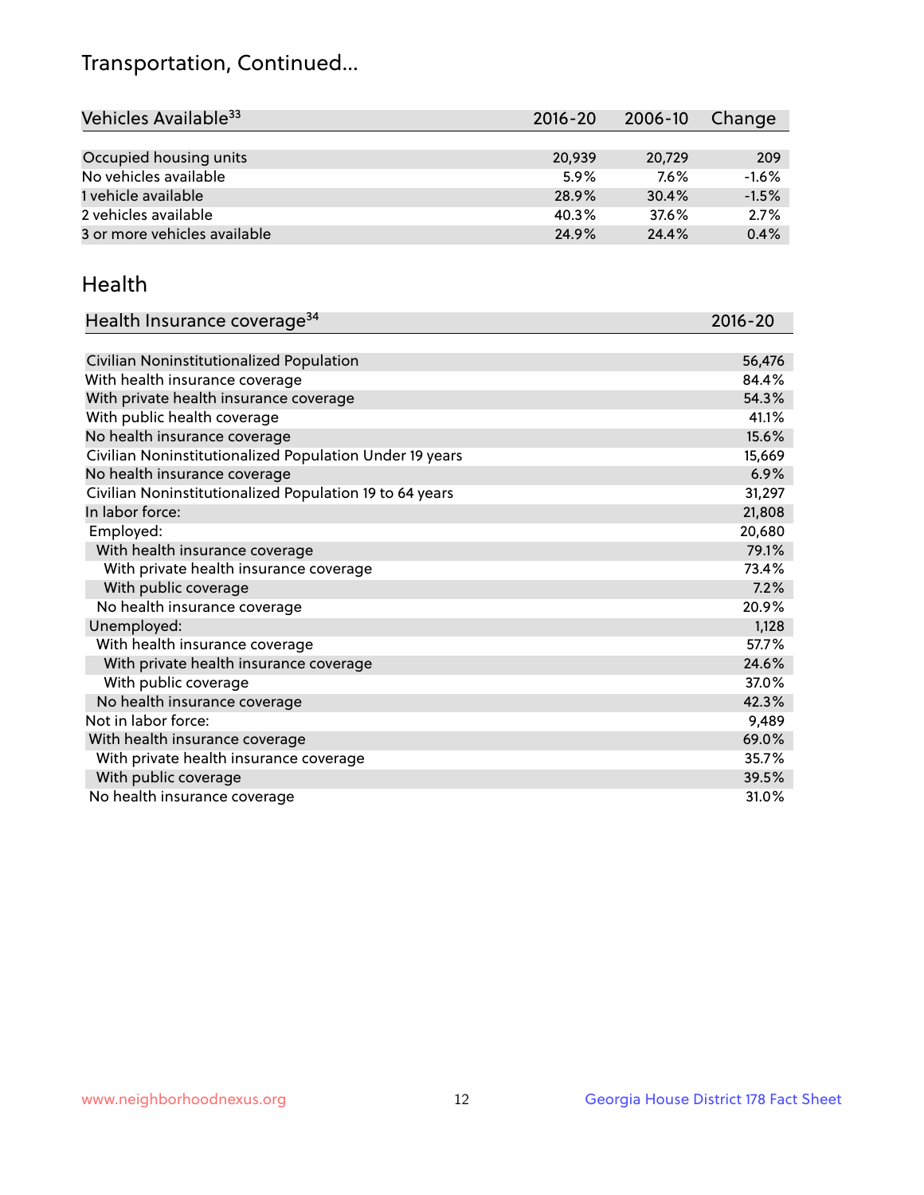# Transportation, Continued...

| Vehicles Available[33] | 2016-20 | 2006-10 | Change |
|---|---|---|---|
| Occupied housing units | 20,939 | 20,729 | 209 |
| No vehicles available | 5.9% | 7.6% | -1.6% |
| 1 vehicle available | 28.9% | 30.4% | -1.5% |
| 2 vehicles available | 40.3% | 37.6% | 2.7% |
| 3 or more vehicles available | 24.9% | 24.4% | 0.4% |

## Health

| Health Insurance coverage[34] | 2016-20 |
|---|---|
| Civilian Noninstitutionalized Population | 56,476 |
| With health insurance coverage | 84.4% |
| With private health insurance coverage | 54.3% |
| With public health coverage | 41.1% |
| No health insurance coverage | 15.6% |
| Civilian Noninstitutionalized Population Under 19 years | 15,669 |
| No health insurance coverage | 6.9% |
| Civilian Noninstitutionalized Population 19 to 64 years | 31,297 |
| In labor force: | 21,808 |
| Employed: | 20,680 |
| With health insurance coverage | 79.1% |
| With private health insurance coverage | 73.4% |
| With public coverage | 7.2% |
| No health insurance coverage | 20.9% |
| Unemployed: | 1,128 |
| With health insurance coverage | 57.7% |
| With private health insurance coverage | 24.6% |
| With public coverage | 37.0% |
| No health insurance coverage | 42.3% |
| Not in labor force: | 9,489 |
| With health insurance coverage | 69.0% |
| With private health insurance coverage | 35.7% |
| With public coverage | 39.5% |
| No health insurance coverage | 31.0% |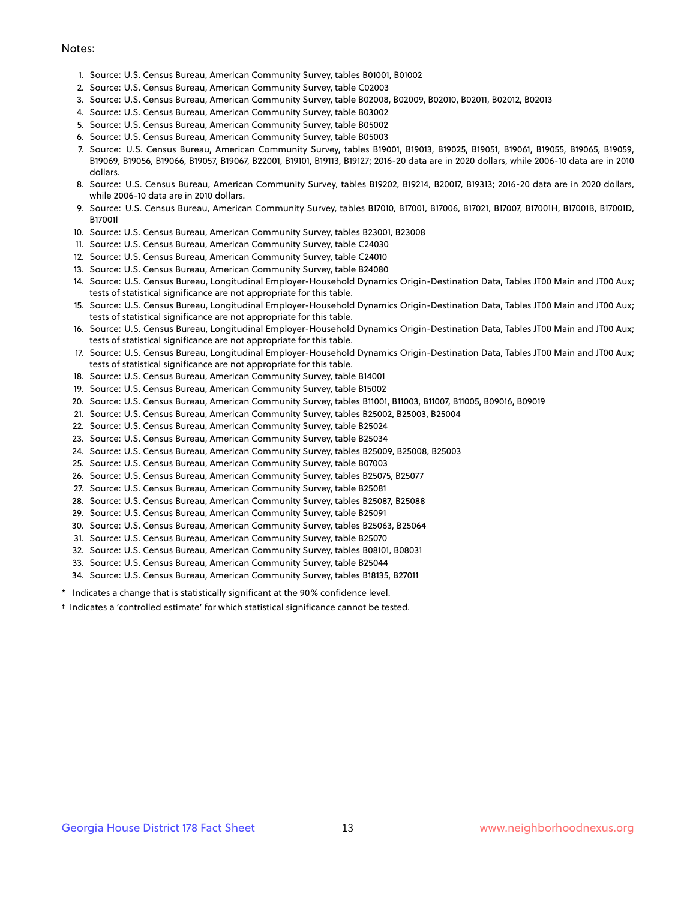Notes:

1. Source: U.S. Census Bureau, American Community Survey, tables B01001, B01002
2. Source: U.S. Census Bureau, American Community Survey, table C02003
3. Source: U.S. Census Bureau, American Community Survey, table B02008, B02009, B02010, B02011, B02012, B02013
4. Source: U.S. Census Bureau, American Community Survey, table B03002
5. Source: U.S. Census Bureau, American Community Survey, table B05002
6. Source: U.S. Census Bureau, American Community Survey, table B05003
7. Source: U.S. Census Bureau, American Community Survey, tables B19001, B19013, B19025, B19051, B19061, B19055, B19065, B19059, B19069, B19056, B19066, B19057, B19067, B22001, B19101, B19113, B19127; 2016-20 data are in 2020 dollars, while 2006-10 data are in 2010 dollars.
8. Source: U.S. Census Bureau, American Community Survey, tables B19202, B19214, B20017, B19313; 2016-20 data are in 2020 dollars, while 2006-10 data are in 2010 dollars.
9. Source: U.S. Census Bureau, American Community Survey, tables B17010, B17001, B17006, B17021, B17007, B17001H, B17001B, B17001D, B17001I
10. Source: U.S. Census Bureau, American Community Survey, tables B23001, B23008
11. Source: U.S. Census Bureau, American Community Survey, table C24030
12. Source: U.S. Census Bureau, American Community Survey, table C24010
13. Source: U.S. Census Bureau, American Community Survey, table B24080
14. Source: U.S. Census Bureau, Longitudinal Employer-Household Dynamics Origin-Destination Data, Tables JT00 Main and JT00 Aux; tests of statistical significance are not appropriate for this table.
15. Source: U.S. Census Bureau, Longitudinal Employer-Household Dynamics Origin-Destination Data, Tables JT00 Main and JT00 Aux; tests of statistical significance are not appropriate for this table.
16. Source: U.S. Census Bureau, Longitudinal Employer-Household Dynamics Origin-Destination Data, Tables JT00 Main and JT00 Aux; tests of statistical significance are not appropriate for this table.
17. Source: U.S. Census Bureau, Longitudinal Employer-Household Dynamics Origin-Destination Data, Tables JT00 Main and JT00 Aux; tests of statistical significance are not appropriate for this table.
18. Source: U.S. Census Bureau, American Community Survey, table B14001
19. Source: U.S. Census Bureau, American Community Survey, table B15002
20. Source: U.S. Census Bureau, American Community Survey, tables B11001, B11003, B11007, B11005, B09016, B09019
21. Source: U.S. Census Bureau, American Community Survey, tables B25002, B25003, B25004
22. Source: U.S. Census Bureau, American Community Survey, table B25024
23. Source: U.S. Census Bureau, American Community Survey, table B25034
24. Source: U.S. Census Bureau, American Community Survey, tables B25009, B25008, B25003
25. Source: U.S. Census Bureau, American Community Survey, table B07003
26. Source: U.S. Census Bureau, American Community Survey, tables B25075, B25077
27. Source: U.S. Census Bureau, American Community Survey, table B25081
28. Source: U.S. Census Bureau, American Community Survey, tables B25087, B25088
29. Source: U.S. Census Bureau, American Community Survey, table B25091
30. Source: U.S. Census Bureau, American Community Survey, tables B25063, B25064
31. Source: U.S. Census Bureau, American Community Survey, table B25070
32. Source: U.S. Census Bureau, American Community Survey, tables B08101, B08031
33. Source: U.S. Census Bureau, American Community Survey, table B25044
34. Source: U.S. Census Bureau, American Community Survey, tables B18135, B27011

\* Indicates a change that is statistically significant at the 90% confidence level.

† Indicates a 'controlled estimate' for which statistical significance cannot be tested.